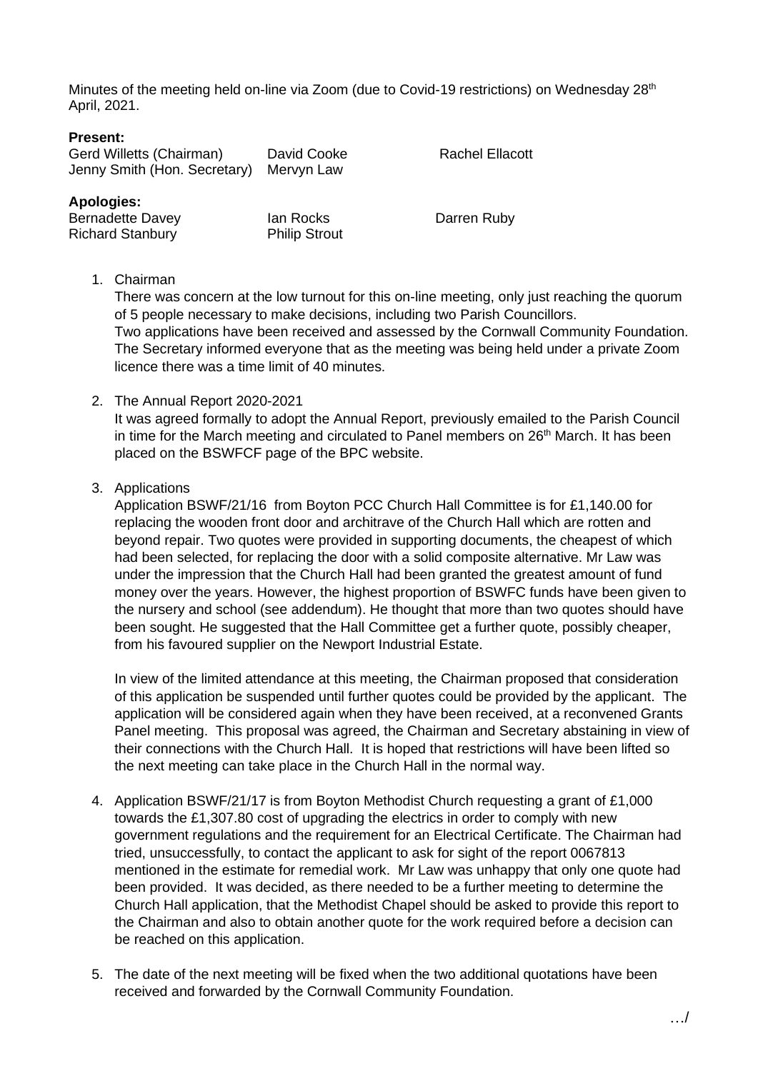Minutes of the meeting held on-line via Zoom (due to Covid-19 restrictions) on Wednesday 28th April, 2021.

**Present:**

| | | |
|---|---|---|
| Gerd Willetts (Chairman) | David Cooke | Rachel Ellacott |
| Jenny Smith (Hon. Secretary) | Mervyn Law | |

**Apologies:**

| | | |
|---|---|---|
| Bernadette Davey | Ian Rocks | Darren Ruby |
| Richard Stanbury | Philip Strout | |

1. Chairman
   There was concern at the low turnout for this on-line meeting, only just reaching the quorum of 5 people necessary to make decisions, including two Parish Councillors.
   Two applications have been received and assessed by the Cornwall Community Foundation.
   The Secretary informed everyone that as the meeting was being held under a private Zoom licence there was a time limit of 40 minutes.

2. The Annual Report 2020-2021
   It was agreed formally to adopt the Annual Report, previously emailed to the Parish Council in time for the March meeting and circulated to Panel members on 26th March. It has been placed on the BSWFCF page of the BPC website.

3. Applications
   Application BSWF/21/16 from Boyton PCC Church Hall Committee is for £1,140.00 for replacing the wooden front door and architrave of the Church Hall which are rotten and beyond repair. Two quotes were provided in supporting documents, the cheapest of which had been selected, for replacing the door with a solid composite alternative. Mr Law was under the impression that the Church Hall had been granted the greatest amount of fund money over the years. However, the highest proportion of BSWFC funds have been given to the nursery and school (see addendum). He thought that more than two quotes should have been sought. He suggested that the Hall Committee get a further quote, possibly cheaper, from his favoured supplier on the Newport Industrial Estate.

   In view of the limited attendance at this meeting, the Chairman proposed that consideration of this application be suspended until further quotes could be provided by the applicant. The application will be considered again when they have been received, at a reconvened Grants Panel meeting. This proposal was agreed, the Chairman and Secretary abstaining in view of their connections with the Church Hall. It is hoped that restrictions will have been lifted so the next meeting can take place in the Church Hall in the normal way.

4. Application BSWF/21/17 is from Boyton Methodist Church requesting a grant of £1,000 towards the £1,307.80 cost of upgrading the electrics in order to comply with new government regulations and the requirement for an Electrical Certificate. The Chairman had tried, unsuccessfully, to contact the applicant to ask for sight of the report 0067813 mentioned in the estimate for remedial work. Mr Law was unhappy that only one quote had been provided. It was decided, as there needed to be a further meeting to determine the Church Hall application, that the Methodist Chapel should be asked to provide this report to the Chairman and also to obtain another quote for the work required before a decision can be reached on this application.

5. The date of the next meeting will be fixed when the two additional quotations have been received and forwarded by the Cornwall Community Foundation.

…/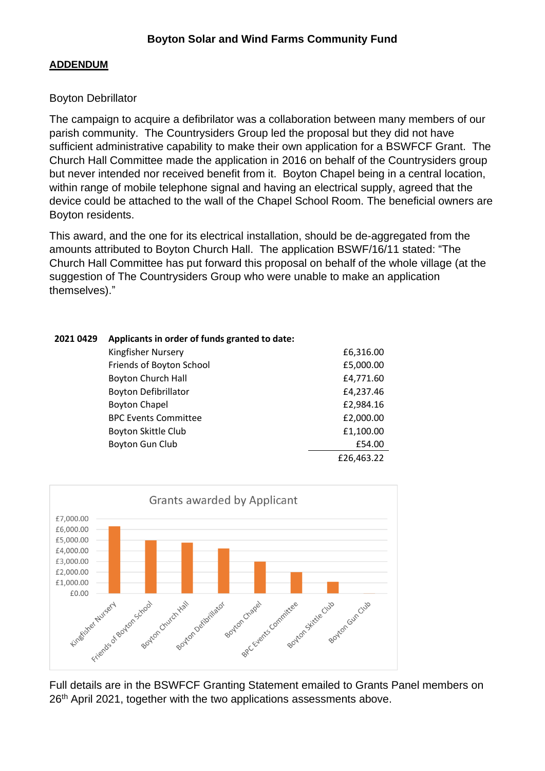## Boyton Solar and Wind Farms Community Fund

**ADDENDUM**

Boyton Debrillator

The campaign to acquire a defibrilator was a collaboration between many members of our parish community. The Countrysiders Group led the proposal but they did not have sufficient administrative capability to make their own application for a BSWFCF Grant. The Church Hall Committee made the application in 2016 on behalf of the Countrysiders group but never intended nor received benefit from it. Boyton Chapel being in a central location, within range of mobile telephone signal and having an electrical supply, agreed that the device could be attached to the wall of the Chapel School Room. The beneficial owners are Boyton residents.

This award, and the one for its electrical installation, should be de-aggregated from the amounts attributed to Boyton Church Hall. The application BSWF/16/11 stated: "The Church Hall Committee has put forward this proposal on behalf of the whole village (at the suggestion of The Countrysiders Group who were unable to make an application themselves)."

| 2021 0429 | Applicants in order of funds granted to date: | |
|---|---|---|
| | Kingfisher Nursery | £6,316.00 |
| | Friends of Boyton School | £5,000.00 |
| | Boyton Church Hall | £4,771.60 |
| | Boyton Defibrillator | £4,237.46 |
| | Boyton Chapel | £2,984.16 |
| | BPC Events Committee | £2,000.00 |
| | Boyton Skittle Club | £1,100.00 |
| | Boyton Gun Club | £54.00 |
| | | £26,463.22 |

Grants awarded by Applicant

£7,000.00
£6,000.00
£5,000.00
£4,000.00
£3,000.00
£2,000.00
£1,000.00
£0.00

Kingfisher Nursery
Friends of Boyton School
Boyton Church Hall
Boyton Defibrillator
Boyton Chapel
BPC Events Committee
Boyton Skittle Club
Boyton Gun Club

Full details are in the BSWFCF Granting Statement emailed to Grants Panel members on 26th April 2021, together with the two applications assessments above.